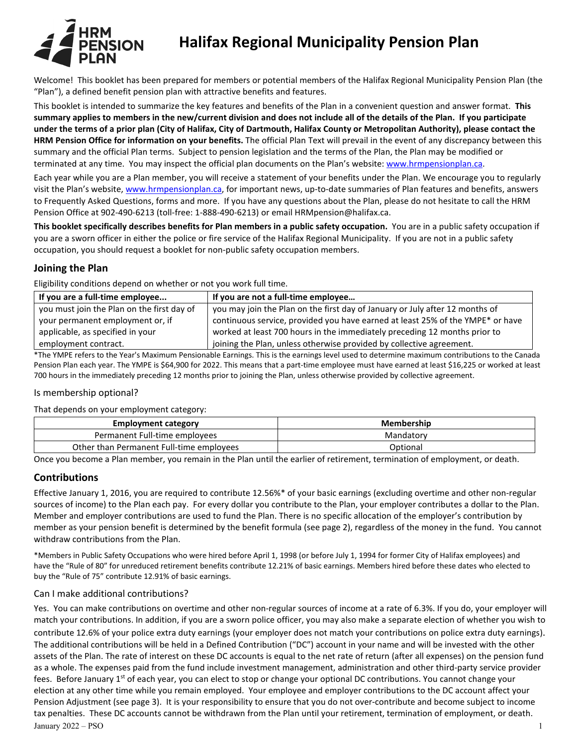# Halifax Regional Municipality Pension Plan

Welcome! This booklet has been prepared for members or potential members of the Halifax Regional Municipality Pension Plan (the "Plan"), a defined benefit pension plan with attractive benefits and features.

This booklet is intended to summarize the key features and benefits of the Plan in a convenient question and answer format. **This summary applies to members in the new/current division and does not include all of the details of the Plan. If you participate under the terms of a prior plan (City of Halifax, City of Dartmouth, Halifax County or Metropolitan Authority), please contact the HRM Pension Office for information on your benefits.** The official Plan Text will prevail in the event of any discrepancy between this summary and the official Plan terms. Subject to pension legislation and the terms of the Plan, the Plan may be modified or terminated at any time. You may inspect the official plan documents on the Plan's website: www.hrmpensionplan.ca.

Each year while you are a Plan member, you will receive a statement of your benefits under the Plan. We encourage you to regularly visit the Plan's website, www.hrmpensionplan.ca, for important news, up-to-date summaries of Plan features and benefits, answers to Frequently Asked Questions, forms and more. If you have any questions about the Plan, please do not hesitate to call the HRM Pension Office at 902-490-6213 (toll-free: 1-888-490-6213) or email HRMpension@halifax.ca.

**This booklet specifically describes benefits for Plan members in a public safety occupation.** You are in a public safety occupation if you are a sworn officer in either the police or fire service of the Halifax Regional Municipality. If you are not in a public safety occupation, you should request a booklet for non-public safety occupation members.

## Joining the Plan

Eligibility conditions depend on whether or not you work full time.

| If you are a full-time employee... | If you are not a full-time employee… |
|---|---|
| you must join the Plan on the first day of your permanent employment or, if applicable, as specified in your employment contract. | you may join the Plan on the first day of January or July after 12 months of continuous service, provided you have earned at least 25% of the YMPE* or have worked at least 700 hours in the immediately preceding 12 months prior to joining the Plan, unless otherwise provided by collective agreement. |

*The YMPE refers to the Year's Maximum Pensionable Earnings. This is the earnings level used to determine maximum contributions to the Canada Pension Plan each year. The YMPE is $64,900 for 2022. This means that a part-time employee must have earned at least $16,225 or worked at least 700 hours in the immediately preceding 12 months prior to joining the Plan, unless otherwise provided by collective agreement.

### Is membership optional?

That depends on your employment category:

| Employment category | Membership |
|---|---|
| Permanent Full-time employees | Mandatory |
| Other than Permanent Full-time employees | Optional |

Once you become a Plan member, you remain in the Plan until the earlier of retirement, termination of employment, or death.

## Contributions

Effective January 1, 2016, you are required to contribute 12.56%* of your basic earnings (excluding overtime and other non-regular sources of income) to the Plan each pay. For every dollar you contribute to the Plan, your employer contributes a dollar to the Plan. Member and employer contributions are used to fund the Plan. There is no specific allocation of the employer's contribution by member as your pension benefit is determined by the benefit formula (see page 2), regardless of the money in the fund. You cannot withdraw contributions from the Plan.

*Members in Public Safety Occupations who were hired before April 1, 1998 (or before July 1, 1994 for former City of Halifax employees) and have the "Rule of 80" for unreduced retirement benefits contribute 12.21% of basic earnings. Members hired before these dates who elected to buy the "Rule of 75" contribute 12.91% of basic earnings.

### Can I make additional contributions?

Yes. You can make contributions on overtime and other non-regular sources of income at a rate of 6.3%. If you do, your employer will match your contributions. In addition, if you are a sworn police officer, you may also make a separate election of whether you wish to contribute 12.6% of your police extra duty earnings (your employer does not match your contributions on police extra duty earnings). The additional contributions will be held in a Defined Contribution ("DC") account in your name and will be invested with the other assets of the Plan. The rate of interest on these DC accounts is equal to the net rate of return (after all expenses) on the pension fund as a whole. The expenses paid from the fund include investment management, administration and other third-party service provider fees. Before January 1st of each year, you can elect to stop or change your optional DC contributions. You cannot change your election at any other time while you remain employed. Your employee and employer contributions to the DC account affect your Pension Adjustment (see page 3). It is your responsibility to ensure that you do not over-contribute and become subject to income tax penalties. These DC accounts cannot be withdrawn from the Plan until your retirement, termination of employment, or death.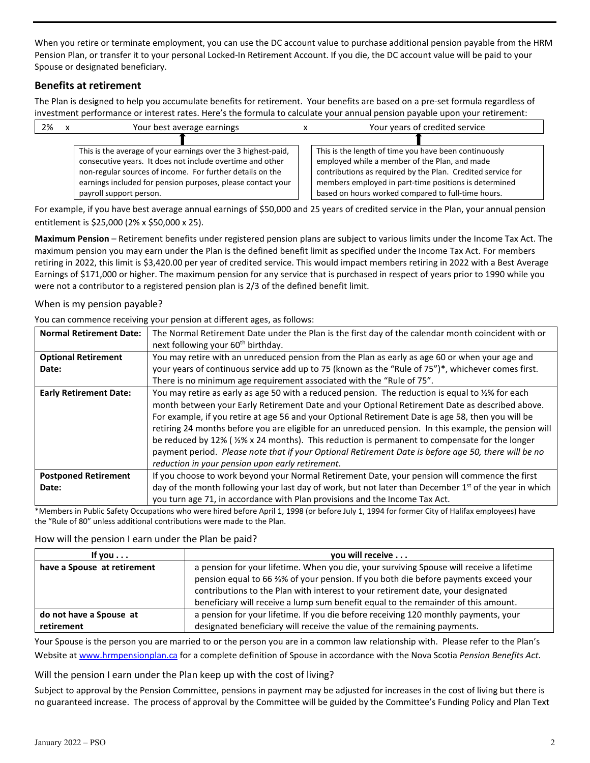When you retire or terminate employment, you can use the DC account value to purchase additional pension payable from the HRM Pension Plan, or transfer it to your personal Locked-In Retirement Account. If you die, the DC account value will be paid to your Spouse or designated beneficiary.

## Benefits at retirement

The Plan is designed to help you accumulate benefits for retirement. Your benefits are based on a pre-set formula regardless of investment performance or interest rates. Here's the formula to calculate your annual pension payable upon your retirement:

| 2% | x | Your best average earnings | x | Your years of credited service |
|---|---|---|---|---|
| | | This is the average of your earnings over the 3 highest-paid, consecutive years. It does not include overtime and other non-regular sources of income. For further details on the earnings included for pension purposes, please contact your payroll support person. | | This is the length of time you have been continuously employed while a member of the Plan, and made contributions as required by the Plan. Credited service for members employed in part-time positions is determined based on hours worked compared to full-time hours. |

For example, if you have best average annual earnings of $50,000 and 25 years of credited service in the Plan, your annual pension entitlement is $25,000 (2% x $50,000 x 25).

**Maximum Pension** – Retirement benefits under registered pension plans are subject to various limits under the Income Tax Act. The maximum pension you may earn under the Plan is the defined benefit limit as specified under the Income Tax Act. For members retiring in 2022, this limit is $3,420.00 per year of credited service. This would impact members retiring in 2022 with a Best Average Earnings of $171,000 or higher. The maximum pension for any service that is purchased in respect of years prior to 1990 while you were not a contributor to a registered pension plan is 2/3 of the defined benefit limit.

### When is my pension payable?

You can commence receiving your pension at different ages, as follows:

| | |
|---|---|
| **Normal Retirement Date:** | The Normal Retirement Date under the Plan is the first day of the calendar month coincident with or next following your 60th birthday. |
| **Optional Retirement Date:** | You may retire with an unreduced pension from the Plan as early as age 60 or when your age and your years of continuous service add up to 75 (known as the "Rule of 75")*, whichever comes first. There is no minimum age requirement associated with the "Rule of 75". |
| **Early Retirement Date:** | You may retire as early as age 50 with a reduced pension. The reduction is equal to ½% for each month between your Early Retirement Date and your Optional Retirement Date as described above. For example, if you retire at age 56 and your Optional Retirement Date is age 58, then you will be retiring 24 months before you are eligible for an unreduced pension. In this example, the pension will be reduced by 12% ( ½% x 24 months). This reduction is permanent to compensate for the longer payment period. *Please note that if your Optional Retirement Date is before age 50, there will be no reduction in your pension upon early retirement.* |
| **Postponed Retirement Date:** | If you choose to work beyond your Normal Retirement Date, your pension will commence the first day of the month following your last day of work, but not later than December 1st of the year in which you turn age 71, in accordance with Plan provisions and the Income Tax Act. |

*Members in Public Safety Occupations who were hired before April 1, 1998 (or before July 1, 1994 for former City of Halifax employees) have the "Rule of 80" unless additional contributions were made to the Plan.

### How will the pension I earn under the Plan be paid?

| If you . . . | you will receive . . . |
|---|---|
| **have a Spouse at retirement** | a pension for your lifetime. When you die, your surviving Spouse will receive a lifetime pension equal to 66 ⅔% of your pension. If you both die before payments exceed your contributions to the Plan with interest to your retirement date, your designated beneficiary will receive a lump sum benefit equal to the remainder of this amount. |
| **do not have a Spouse at retirement** | a pension for your lifetime. If you die before receiving 120 monthly payments, your designated beneficiary will receive the value of the remaining payments. |

Your Spouse is the person you are married to or the person you are in a common law relationship with. Please refer to the Plan's Website at www.hrmpensionplan.ca for a complete definition of Spouse in accordance with the Nova Scotia *Pension Benefits Act*.

### Will the pension I earn under the Plan keep up with the cost of living?

Subject to approval by the Pension Committee, pensions in payment may be adjusted for increases in the cost of living but there is no guaranteed increase. The process of approval by the Committee will be guided by the Committee's Funding Policy and Plan Text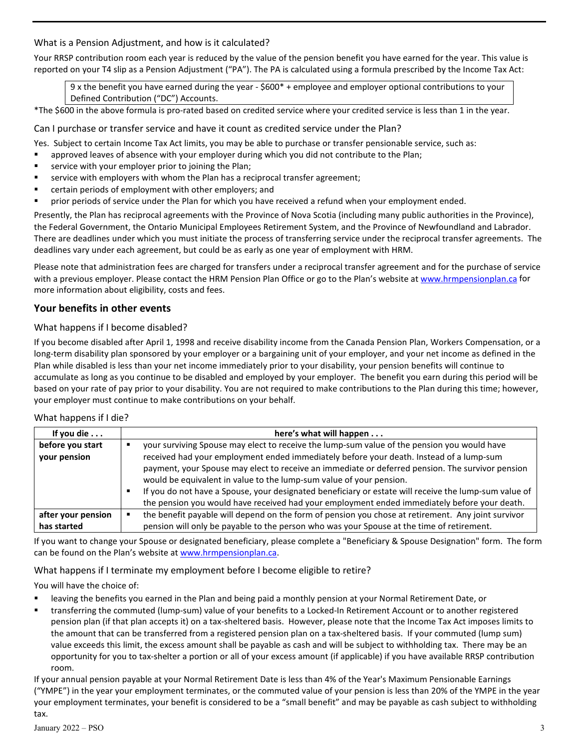### What is a Pension Adjustment, and how is it calculated?

Your RRSP contribution room each year is reduced by the value of the pension benefit you have earned for the year. This value is reported on your T4 slip as a Pension Adjustment ("PA"). The PA is calculated using a formula prescribed by the Income Tax Act:

> 9 x the benefit you have earned during the year - $600* + employee and employer optional contributions to your Defined Contribution ("DC") Accounts.

*The $600 in the above formula is pro-rated based on credited service where your credited service is less than 1 in the year.

### Can I purchase or transfer service and have it count as credited service under the Plan?

Yes. Subject to certain Income Tax Act limits, you may be able to purchase or transfer pensionable service, such as:

- approved leaves of absence with your employer during which you did not contribute to the Plan;
- service with your employer prior to joining the Plan;
- service with employers with whom the Plan has a reciprocal transfer agreement;
- certain periods of employment with other employers; and
- prior periods of service under the Plan for which you have received a refund when your employment ended.

Presently, the Plan has reciprocal agreements with the Province of Nova Scotia (including many public authorities in the Province), the Federal Government, the Ontario Municipal Employees Retirement System, and the Province of Newfoundland and Labrador. There are deadlines under which you must initiate the process of transferring service under the reciprocal transfer agreements. The deadlines vary under each agreement, but could be as early as one year of employment with HRM.

Please note that administration fees are charged for transfers under a reciprocal transfer agreement and for the purchase of service with a previous employer. Please contact the HRM Pension Plan Office or go to the Plan's website at www.hrmpensionplan.ca for more information about eligibility, costs and fees.

## Your benefits in other events

### What happens if I become disabled?

If you become disabled after April 1, 1998 and receive disability income from the Canada Pension Plan, Workers Compensation, or a long-term disability plan sponsored by your employer or a bargaining unit of your employer, and your net income as defined in the Plan while disabled is less than your net income immediately prior to your disability, your pension benefits will continue to accumulate as long as you continue to be disabled and employed by your employer. The benefit you earn during this period will be based on your rate of pay prior to your disability. You are not required to make contributions to the Plan during this time; however, your employer must continue to make contributions on your behalf.

### What happens if I die?

| If you die . . . | here's what will happen . . . |
|---|---|
| **before you start your pension** | ▪ your surviving Spouse may elect to receive the lump-sum value of the pension you would have received had your employment ended immediately before your death. Instead of a lump-sum payment, your Spouse may elect to receive an immediate or deferred pension. The survivor pension would be equivalent in value to the lump-sum value of your pension.<br>▪ If you do not have a Spouse, your designated beneficiary or estate will receive the lump-sum value of the pension you would have received had your employment ended immediately before your death. |
| **after your pension has started** | ▪ the benefit payable will depend on the form of pension you chose at retirement. Any joint survivor pension will only be payable to the person who was your Spouse at the time of retirement. |

If you want to change your Spouse or designated beneficiary, please complete a "Beneficiary & Spouse Designation" form. The form can be found on the Plan's website at www.hrmpensionplan.ca.

### What happens if I terminate my employment before I become eligible to retire?

You will have the choice of:

- leaving the benefits you earned in the Plan and being paid a monthly pension at your Normal Retirement Date, or
- transferring the commuted (lump-sum) value of your benefits to a Locked-In Retirement Account or to another registered pension plan (if that plan accepts it) on a tax-sheltered basis. However, please note that the Income Tax Act imposes limits to the amount that can be transferred from a registered pension plan on a tax-sheltered basis. If your commuted (lump sum) value exceeds this limit, the excess amount shall be payable as cash and will be subject to withholding tax. There may be an opportunity for you to tax-shelter a portion or all of your excess amount (if applicable) if you have available RRSP contribution room.

If your annual pension payable at your Normal Retirement Date is less than 4% of the Year's Maximum Pensionable Earnings ("YMPE") in the year your employment terminates, or the commuted value of your pension is less than 20% of the YMPE in the year your employment terminates, your benefit is considered to be a "small benefit" and may be payable as cash subject to withholding tax.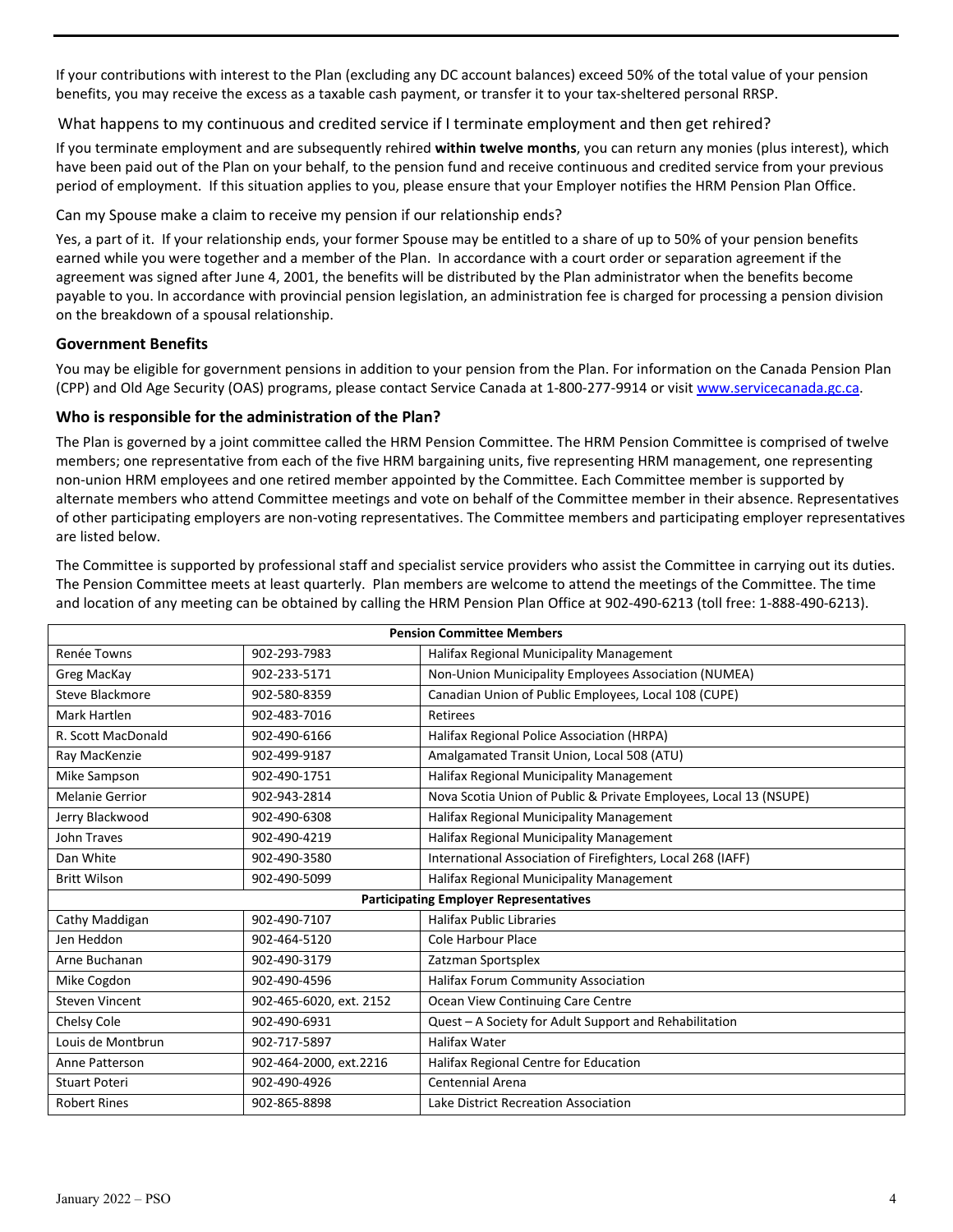If your contributions with interest to the Plan (excluding any DC account balances) exceed 50% of the total value of your pension benefits, you may receive the excess as a taxable cash payment, or transfer it to your tax-sheltered personal RRSP.

### What happens to my continuous and credited service if I terminate employment and then get rehired?

If you terminate employment and are subsequently rehired **within twelve months**, you can return any monies (plus interest), which have been paid out of the Plan on your behalf, to the pension fund and receive continuous and credited service from your previous period of employment. If this situation applies to you, please ensure that your Employer notifies the HRM Pension Plan Office.

### Can my Spouse make a claim to receive my pension if our relationship ends?

Yes, a part of it. If your relationship ends, your former Spouse may be entitled to a share of up to 50% of your pension benefits earned while you were together and a member of the Plan. In accordance with a court order or separation agreement if the agreement was signed after June 4, 2001, the benefits will be distributed by the Plan administrator when the benefits become payable to you. In accordance with provincial pension legislation, an administration fee is charged for processing a pension division on the breakdown of a spousal relationship.

## Government Benefits

You may be eligible for government pensions in addition to your pension from the Plan. For information on the Canada Pension Plan (CPP) and Old Age Security (OAS) programs, please contact Service Canada at 1-800-277-9914 or visit www.servicecanada.gc.ca.

## Who is responsible for the administration of the Plan?

The Plan is governed by a joint committee called the HRM Pension Committee. The HRM Pension Committee is comprised of twelve members; one representative from each of the five HRM bargaining units, five representing HRM management, one representing non-union HRM employees and one retired member appointed by the Committee. Each Committee member is supported by alternate members who attend Committee meetings and vote on behalf of the Committee member in their absence. Representatives of other participating employers are non-voting representatives. The Committee members and participating employer representatives are listed below.

The Committee is supported by professional staff and specialist service providers who assist the Committee in carrying out its duties. The Pension Committee meets at least quarterly. Plan members are welcome to attend the meetings of the Committee. The time and location of any meeting can be obtained by calling the HRM Pension Plan Office at 902-490-6213 (toll free: 1-888-490-6213).

| **Pension Committee Members** | | |
|---|---|---|
| Renée Towns | 902-293-7983 | Halifax Regional Municipality Management |
| Greg MacKay | 902-233-5171 | Non-Union Municipality Employees Association (NUMEA) |
| Steve Blackmore | 902-580-8359 | Canadian Union of Public Employees, Local 108 (CUPE) |
| Mark Hartlen | 902-483-7016 | Retirees |
| R. Scott MacDonald | 902-490-6166 | Halifax Regional Police Association (HRPA) |
| Ray MacKenzie | 902-499-9187 | Amalgamated Transit Union, Local 508 (ATU) |
| Mike Sampson | 902-490-1751 | Halifax Regional Municipality Management |
| Melanie Gerrior | 902-943-2814 | Nova Scotia Union of Public & Private Employees, Local 13 (NSUPE) |
| Jerry Blackwood | 902-490-6308 | Halifax Regional Municipality Management |
| John Traves | 902-490-4219 | Halifax Regional Municipality Management |
| Dan White | 902-490-3580 | International Association of Firefighters, Local 268 (IAFF) |
| Britt Wilson | 902-490-5099 | Halifax Regional Municipality Management |
| **Participating Employer Representatives** | | |
| Cathy Maddigan | 902-490-7107 | Halifax Public Libraries |
| Jen Heddon | 902-464-5120 | Cole Harbour Place |
| Arne Buchanan | 902-490-3179 | Zatzman Sportsplex |
| Mike Cogdon | 902-490-4596 | Halifax Forum Community Association |
| Steven Vincent | 902-465-6020, ext. 2152 | Ocean View Continuing Care Centre |
| Chelsy Cole | 902-490-6931 | Quest – A Society for Adult Support and Rehabilitation |
| Louis de Montbrun | 902-717-5897 | Halifax Water |
| Anne Patterson | 902-464-2000, ext.2216 | Halifax Regional Centre for Education |
| Stuart Poteri | 902-490-4926 | Centennial Arena |
| Robert Rines | 902-865-8898 | Lake District Recreation Association |